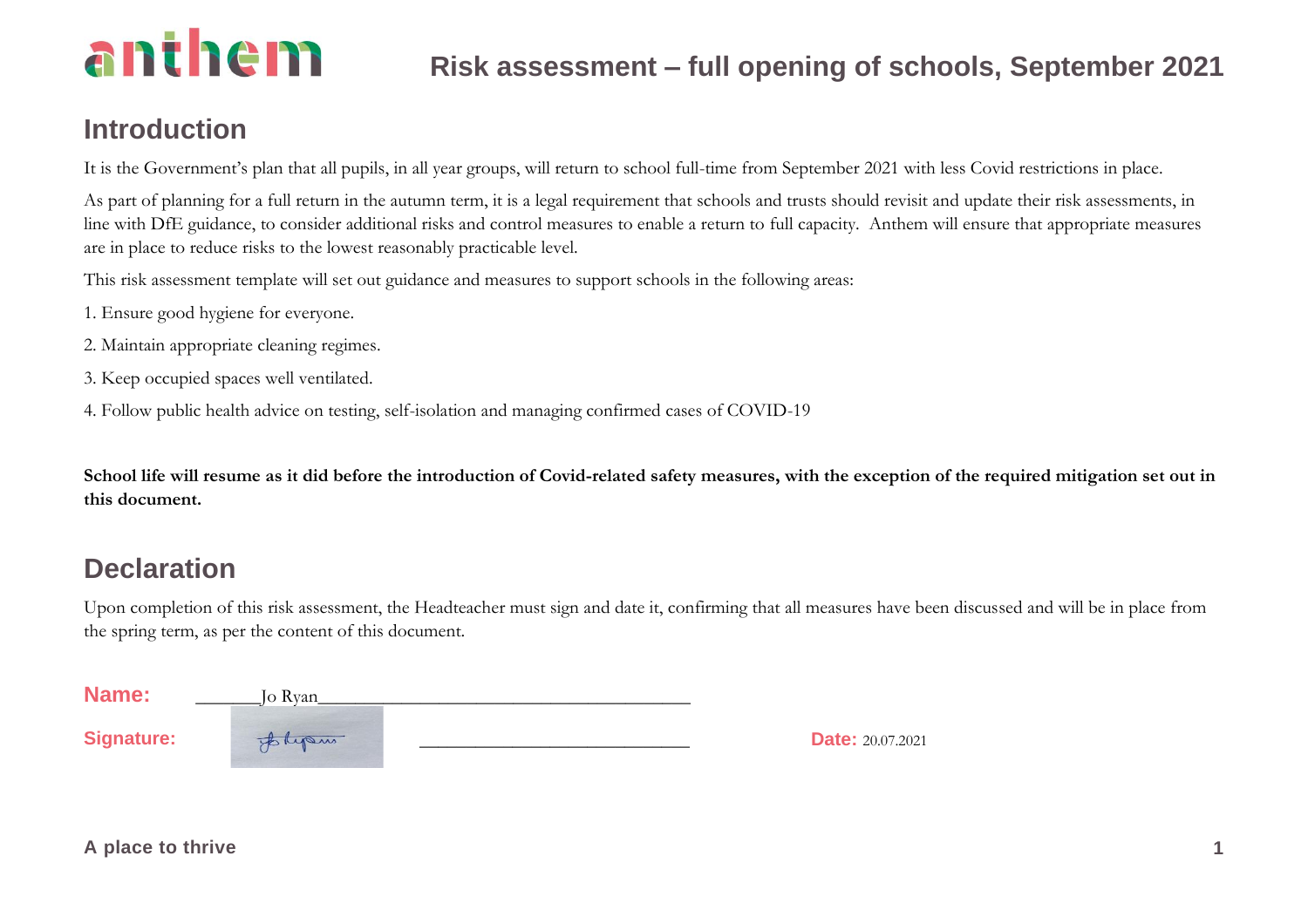# Risk assessment – full opening of schools, September 2021

## Introduction

It is the Government's plan that all pupils, in all year groups, will return to school full-time from September 2021 with less Covid restrictions in place.

As part of planning for a full return in the autumn term, it is a legal requirement that schools and trusts should revisit and update their risk assessments, in line with DfE guidance, to consider additional risks and control measures to enable a return to full capacity. Anthem will ensure that appropriate measures are in place to reduce risks to the lowest reasonably practicable level.

This risk assessment template will set out guidance and measures to support schools in the following areas:

1. Ensure good hygiene for everyone.
2. Maintain appropriate cleaning regimes.
3. Keep occupied spaces well ventilated.
4. Follow public health advice on testing, self-isolation and managing confirmed cases of COVID-19

**School life will resume as it did before the introduction of Covid-related safety measures, with the exception of the required mitigation set out in this document.**

## Declaration

Upon completion of this risk assessment, the Headteacher must sign and date it, confirming that all measures have been discussed and will be in place from the spring term, as per the content of this document.

**Name:** Jo Ryan

**Signature:** ______________________________

**Date:** 20.07.2021

**A place to thrive**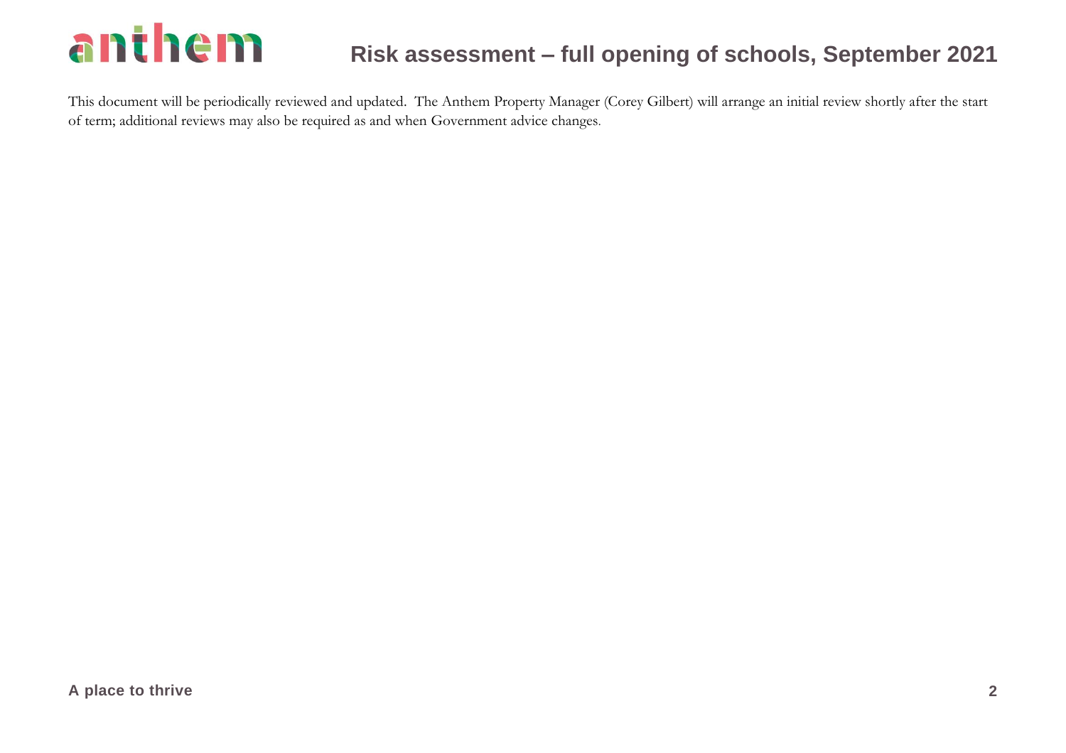This document will be periodically reviewed and updated. The Anthem Property Manager (Corey Gilbert) will arrange an initial review shortly after the start of term; additional reviews may also be required as and when Government advice changes.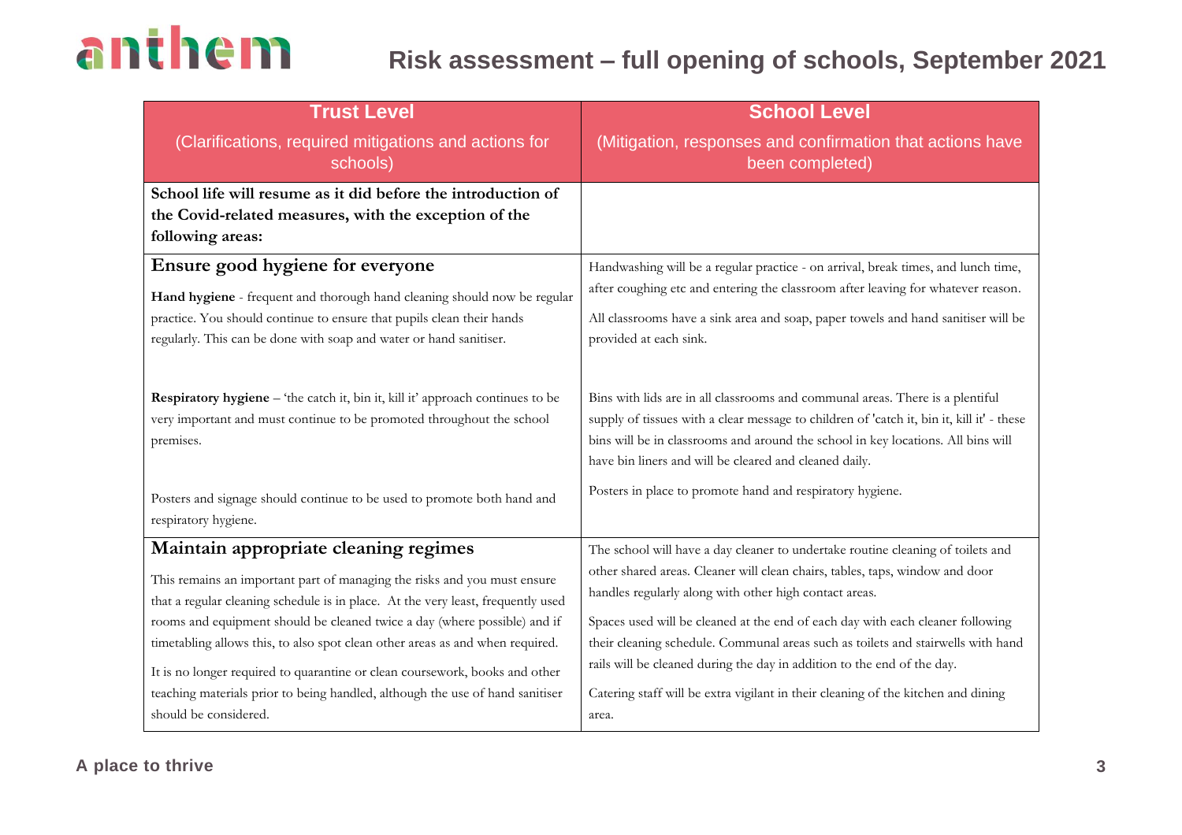| **Trust Level**<br>(Clarifications, required mitigations and actions for schools) | **School Level**<br>(Mitigation, responses and confirmation that actions have been completed) |
|---|---|
| **School life will resume as it did before the introduction of the Covid-related measures, with the exception of the following areas:** | |
| **Ensure good hygiene for everyone**<br><br>**Hand hygiene** - frequent and thorough hand cleaning should now be regular practice. You should continue to ensure that pupils clean their hands regularly. This can be done with soap and water or hand sanitiser.<br><br>**Respiratory hygiene** – 'the catch it, bin it, kill it' approach continues to be very important and must continue to be promoted throughout the school premises.<br><br>Posters and signage should continue to be used to promote both hand and respiratory hygiene. | Handwashing will be a regular practice - on arrival, break times, and lunch time, after coughing etc and entering the classroom after leaving for whatever reason.<br><br>All classrooms have a sink area and soap, paper towels and hand sanitiser will be provided at each sink.<br><br>Bins with lids are in all classrooms and communal areas. There is a plentiful supply of tissues with a clear message to children of 'catch it, bin it, kill it' - these bins will be in classrooms and around the school in key locations. All bins will have bin liners and will be cleared and cleaned daily.<br><br>Posters in place to promote hand and respiratory hygiene. |
| **Maintain appropriate cleaning regimes**<br><br>This remains an important part of managing the risks and you must ensure that a regular cleaning schedule is in place. At the very least, frequently used rooms and equipment should be cleaned twice a day (where possible) and if timetabling allows this, to also spot clean other areas as and when required.<br><br>It is no longer required to quarantine or clean coursework, books and other teaching materials prior to being handled, although the use of hand sanitiser should be considered. | The school will have a day cleaner to undertake routine cleaning of toilets and other shared areas. Cleaner will clean chairs, tables, taps, window and door handles regularly along with other high contact areas.<br><br>Spaces used will be cleaned at the end of each day with each cleaner following their cleaning schedule. Communal areas such as toilets and stairwells with hand rails will be cleaned during the day in addition to the end of the day.<br><br>Catering staff will be extra vigilant in their cleaning of the kitchen and dining area. |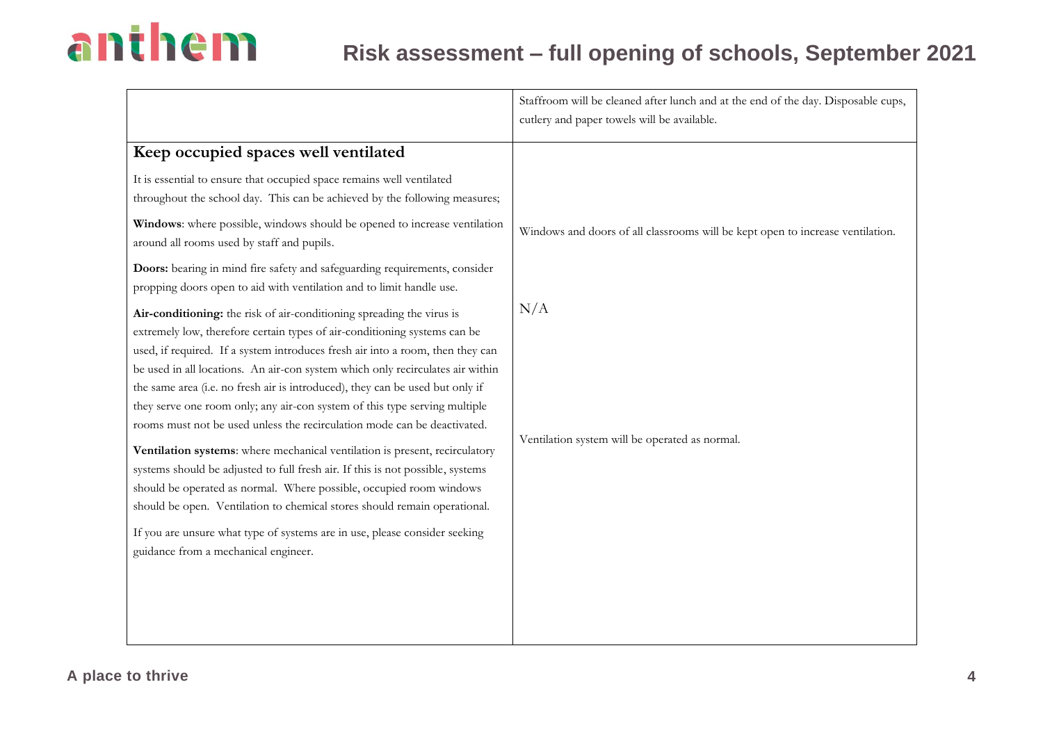| | |
|---|---|
| | Staffroom will be cleaned after lunch and at the end of the day. Disposable cups, cutlery and paper towels will be available. |
| **Keep occupied spaces well ventilated**<br><br>It is essential to ensure that occupied space remains well ventilated throughout the school day. This can be achieved by the following measures;<br><br>**Windows**: where possible, windows should be opened to increase ventilation around all rooms used by staff and pupils.<br><br>**Doors:** bearing in mind fire safety and safeguarding requirements, consider propping doors open to aid with ventilation and to limit handle use.<br><br>**Air-conditioning:** the risk of air-conditioning spreading the virus is extremely low, therefore certain types of air-conditioning systems can be used, if required. If a system introduces fresh air into a room, then they can be used in all locations. An air-con system which only recirculates air within the same area (i.e. no fresh air is introduced), they can be used but only if they serve one room only; any air-con system of this type serving multiple rooms must not be used unless the recirculation mode can be deactivated.<br><br>**Ventilation systems**: where mechanical ventilation is present, recirculatory systems should be adjusted to full fresh air. If this is not possible, systems should be operated as normal. Where possible, occupied room windows should be open. Ventilation to chemical stores should remain operational.<br><br>If you are unsure what type of systems are in use, please consider seeking guidance from a mechanical engineer. | Windows and doors of all classrooms will be kept open to increase ventilation.<br><br>N/A<br><br>Ventilation system will be operated as normal. |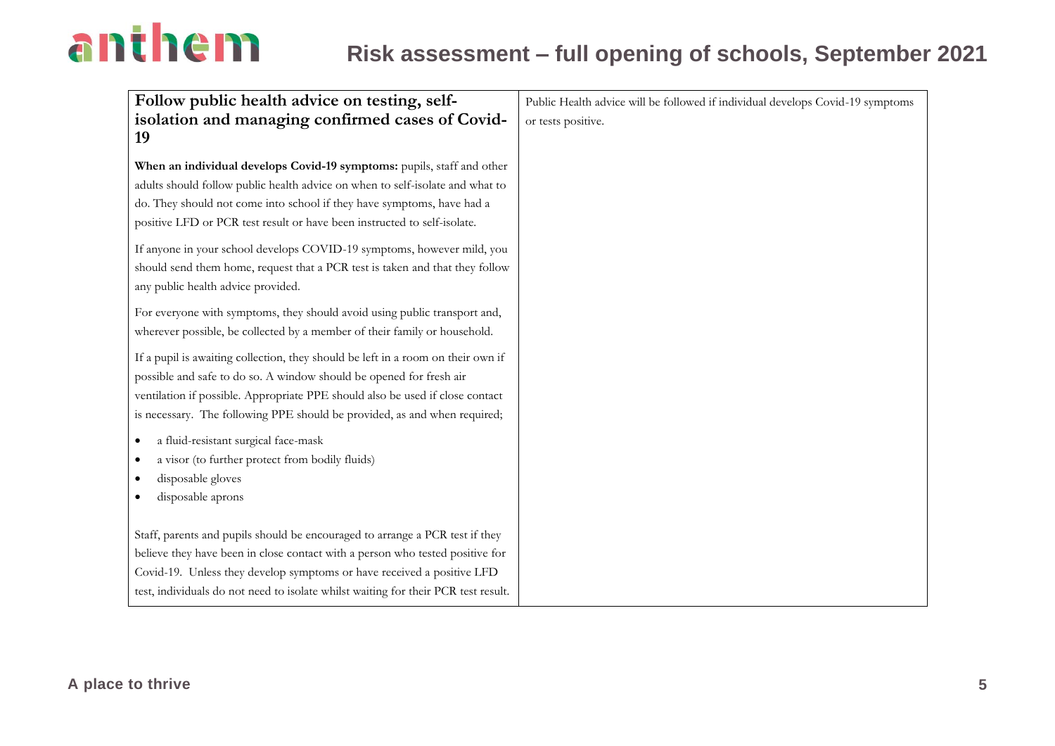| Follow public health advice on testing, self-isolation and managing confirmed cases of Covid-19 | Public Health advice will be followed if individual develops Covid-19 symptoms or tests positive. |
|---|---|
| **When an individual develops Covid-19 symptoms:** pupils, staff and other adults should follow public health advice on when to self-isolate and what to do. They should not come into school if they have symptoms, have had a positive LFD or PCR test result or have been instructed to self-isolate.<br><br>If anyone in your school develops COVID-19 symptoms, however mild, you should send them home, request that a PCR test is taken and that they follow any public health advice provided.<br><br>For everyone with symptoms, they should avoid using public transport and, wherever possible, be collected by a member of their family or household.<br><br>If a pupil is awaiting collection, they should be left in a room on their own if possible and safe to do so. A window should be opened for fresh air ventilation if possible. Appropriate PPE should also be used if close contact is necessary. The following PPE should be provided, as and when required;<br><br>• a fluid-resistant surgical face-mask<br>• a visor (to further protect from bodily fluids)<br>• disposable gloves<br>• disposable aprons<br><br>Staff, parents and pupils should be encouraged to arrange a PCR test if they believe they have been in close contact with a person who tested positive for Covid-19. Unless they develop symptoms or have received a positive LFD test, individuals do not need to isolate whilst waiting for their PCR test result. | |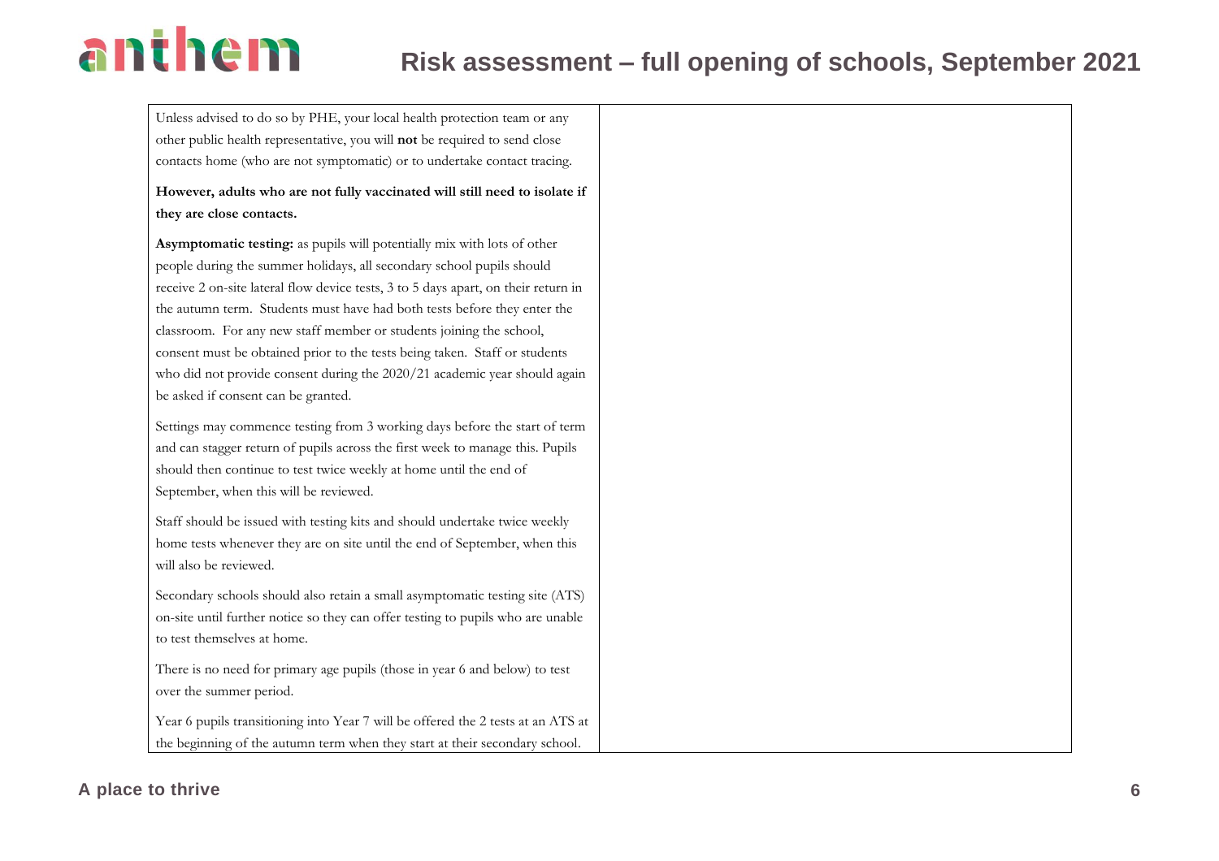| | |
|---|---|
| Unless advised to do so by PHE, your local health protection team or any other public health representative, you will **not** be required to send close contacts home (who are not symptomatic) or to undertake contact tracing.<br><br>**However, adults who are not fully vaccinated will still need to isolate if they are close contacts.**<br><br>**Asymptomatic testing:** as pupils will potentially mix with lots of other people during the summer holidays, all secondary school pupils should receive 2 on-site lateral flow device tests, 3 to 5 days apart, on their return in the autumn term. Students must have had both tests before they enter the classroom. For any new staff member or students joining the school, consent must be obtained prior to the tests being taken. Staff or students who did not provide consent during the 2020/21 academic year should again be asked if consent can be granted.<br><br>Settings may commence testing from 3 working days before the start of term and can stagger return of pupils across the first week to manage this. Pupils should then continue to test twice weekly at home until the end of September, when this will be reviewed.<br><br>Staff should be issued with testing kits and should undertake twice weekly home tests whenever they are on site until the end of September, when this will also be reviewed.<br><br>Secondary schools should also retain a small asymptomatic testing site (ATS) on-site until further notice so they can offer testing to pupils who are unable to test themselves at home.<br><br>There is no need for primary age pupils (those in year 6 and below) to test over the summer period.<br><br>Year 6 pupils transitioning into Year 7 will be offered the 2 tests at an ATS at the beginning of the autumn term when they start at their secondary school. | |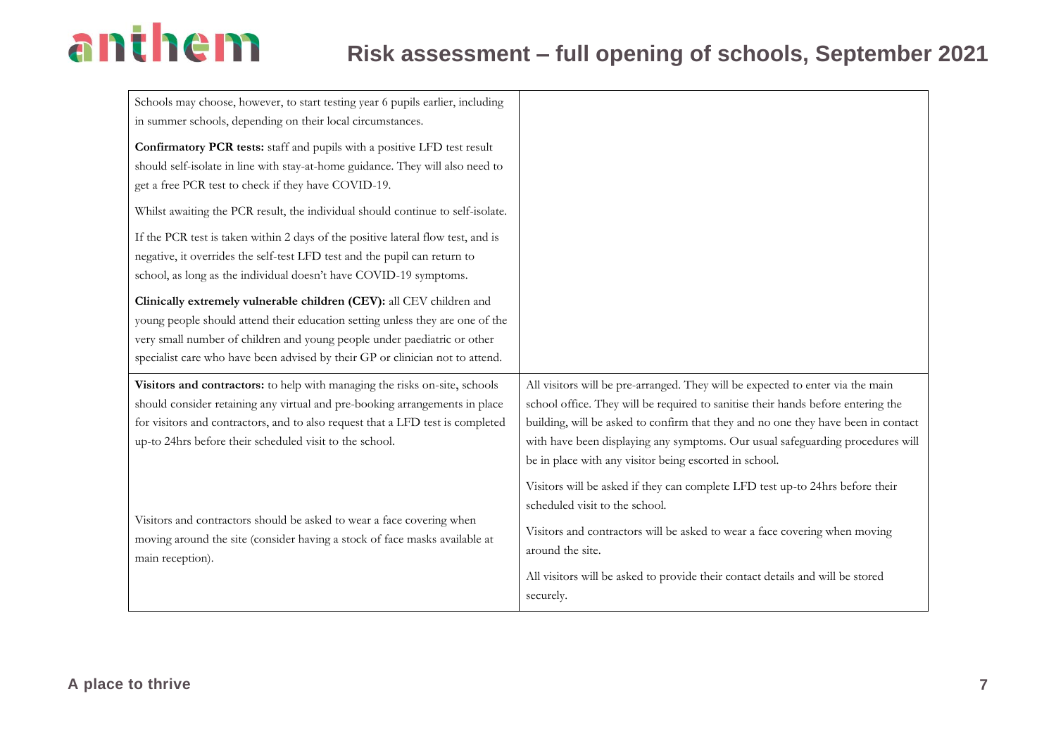| | |
|---|---|
| Schools may choose, however, to start testing year 6 pupils earlier, including in summer schools, depending on their local circumstances.<br><br>**Confirmatory PCR tests:** staff and pupils with a positive LFD test result should self-isolate in line with stay-at-home guidance. They will also need to get a free PCR test to check if they have COVID-19.<br><br>Whilst awaiting the PCR result, the individual should continue to self-isolate.<br><br>If the PCR test is taken within 2 days of the positive lateral flow test, and is negative, it overrides the self-test LFD test and the pupil can return to school, as long as the individual doesn't have COVID-19 symptoms.<br><br>**Clinically extremely vulnerable children (CEV):** all CEV children and young people should attend their education setting unless they are one of the very small number of children and young people under paediatric or other specialist care who have been advised by their GP or clinician not to attend. | |
| **Visitors and contractors:** to help with managing the risks on-site, schools should consider retaining any virtual and pre-booking arrangements in place for visitors and contractors, and to also request that a LFD test is completed up-to 24hrs before their scheduled visit to the school.<br><br>Visitors and contractors should be asked to wear a face covering when moving around the site (consider having a stock of face masks available at main reception). | All visitors will be pre-arranged. They will be expected to enter via the main school office. They will be required to sanitise their hands before entering the building, will be asked to confirm that they and no one they have been in contact with have been displaying any symptoms. Our usual safeguarding procedures will be in place with any visitor being escorted in school.<br><br>Visitors will be asked if they can complete LFD test up-to 24hrs before their scheduled visit to the school.<br><br>Visitors and contractors will be asked to wear a face covering when moving around the site.<br><br>All visitors will be asked to provide their contact details and will be stored securely. |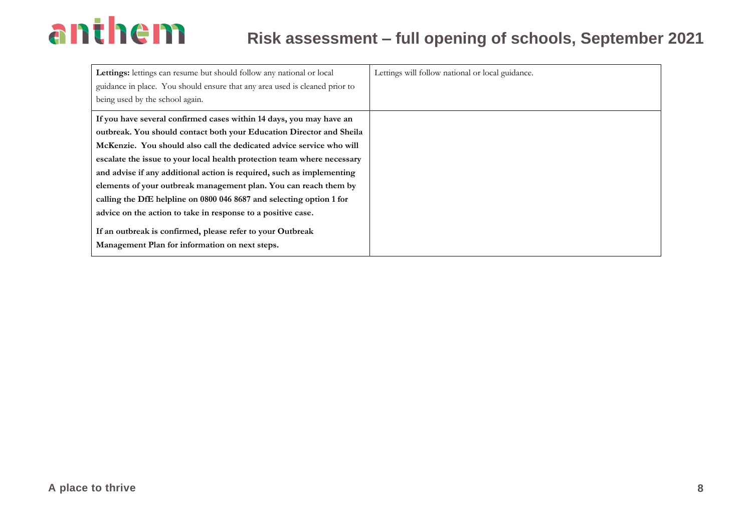| | |
|---|---|
| **Lettings:** lettings can resume but should follow any national or local guidance in place. You should ensure that any area used is cleaned prior to being used by the school again. | Lettings will follow national or local guidance. |
| **If you have several confirmed cases within 14 days, you may have an outbreak. You should contact both your Education Director and Sheila McKenzie. You should also call the dedicated advice service who will escalate the issue to your local health protection team where necessary and advise if any additional action is required, such as implementing elements of your outbreak management plan. You can reach them by calling the DfE helpline on 0800 046 8687 and selecting option 1 for advice on the action to take in response to a positive case.** **If an outbreak is confirmed, please refer to your Outbreak Management Plan for information on next steps.** | |